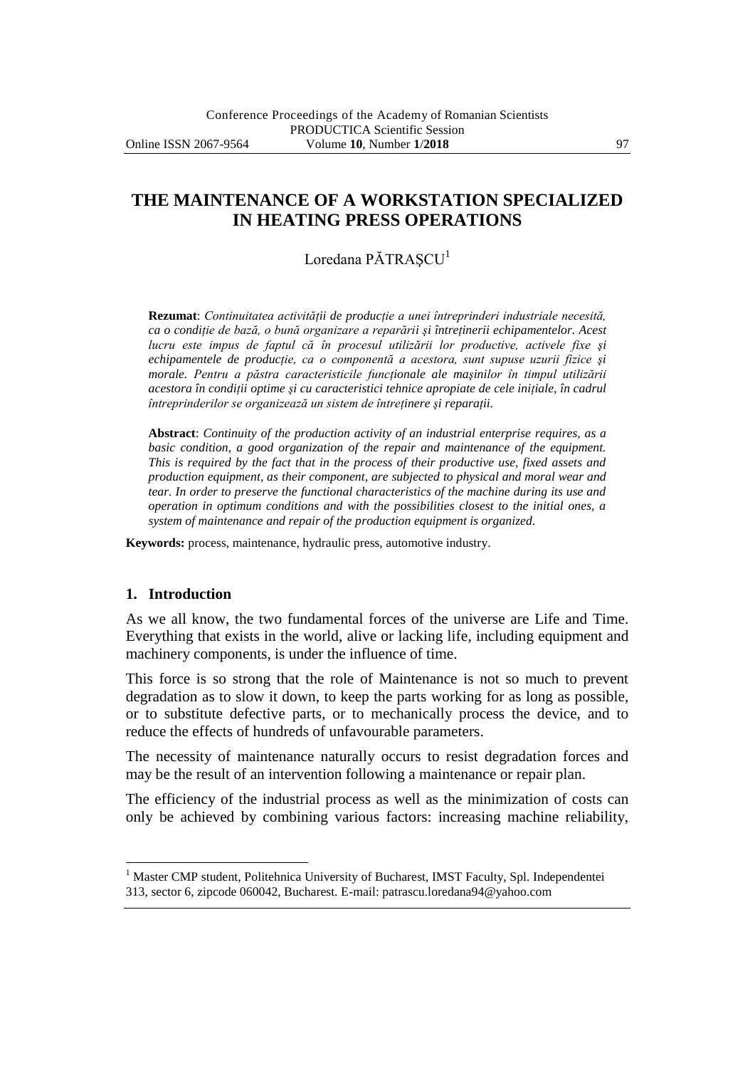# THE MAINTENANCE OF A WORKSTATION SPECIALIZED IN HEATING PRESS OPERATIONS

Loredana PĂTRAȘCU[1]

**Rezumat**: *Continuitatea activității de producție a unei întreprinderi industriale necesită, ca o condiție de bază, o bună organizare a reparării şi întreținerii echipamentelor. Acest lucru este impus de faptul că în procesul utilizării lor productive, activele fixe şi echipamentele de producție, ca o componentă a acestora, sunt supuse uzurii fizice şi morale. Pentru a păstra caracteristicile funcționale ale maşinilor în timpul utilizării acestora în condiții optime şi cu caracteristici tehnice apropiate de cele inițiale, în cadrul întreprinderilor se organizează un sistem de întreținere şi reparații.*

**Abstract**: *Continuity of the production activity of an industrial enterprise requires, as a basic condition, a good organization of the repair and maintenance of the equipment. This is required by the fact that in the process of their productive use, fixed assets and production equipment, as their component, are subjected to physical and moral wear and tear. In order to preserve the functional characteristics of the machine during its use and operation in optimum conditions and with the possibilities closest to the initial ones, a system of maintenance and repair of the production equipment is organized.*

**Keywords:** process, maintenance, hydraulic press, automotive industry.

## 1. Introduction

As we all know, the two fundamental forces of the universe are Life and Time. Everything that exists in the world, alive or lacking life, including equipment and machinery components, is under the influence of time.

This force is so strong that the role of Maintenance is not so much to prevent degradation as to slow it down, to keep the parts working for as long as possible, or to substitute defective parts, or to mechanically process the device, and to reduce the effects of hundreds of unfavourable parameters.

The necessity of maintenance naturally occurs to resist degradation forces and may be the result of an intervention following a maintenance or repair plan.

The efficiency of the industrial process as well as the minimization of costs can only be achieved by combining various factors: increasing machine reliability,

[1] Master CMP student, Politehnica University of Bucharest, IMST Faculty, Spl. Independentei 313, sector 6, zipcode 060042, Bucharest. E-mail: patrascu.loredana94@yahoo.com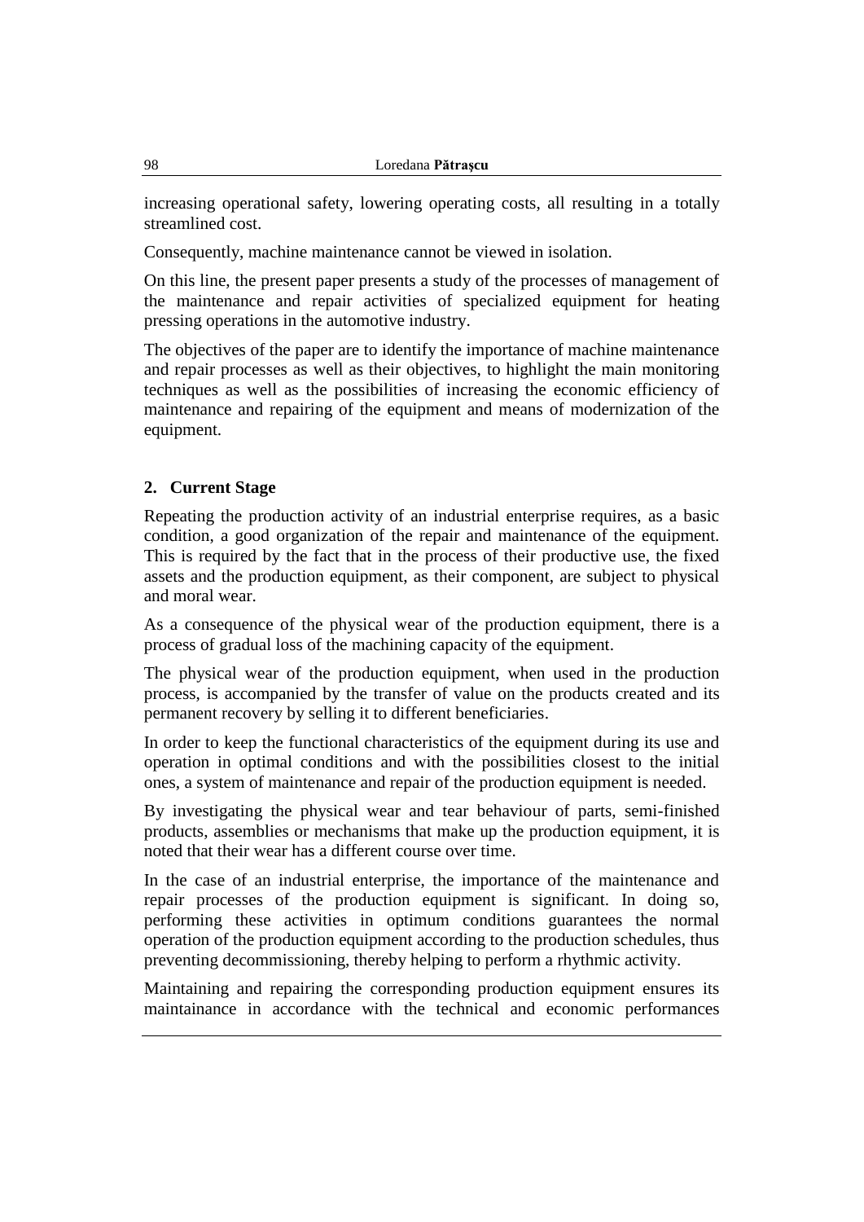increasing operational safety, lowering operating costs, all resulting in a totally streamlined cost.

Consequently, machine maintenance cannot be viewed in isolation.

On this line, the present paper presents a study of the processes of management of the maintenance and repair activities of specialized equipment for heating pressing operations in the automotive industry.

The objectives of the paper are to identify the importance of machine maintenance and repair processes as well as their objectives, to highlight the main monitoring techniques as well as the possibilities of increasing the economic efficiency of maintenance and repairing of the equipment and means of modernization of the equipment.

## 2. Current Stage

Repeating the production activity of an industrial enterprise requires, as a basic condition, a good organization of the repair and maintenance of the equipment. This is required by the fact that in the process of their productive use, the fixed assets and the production equipment, as their component, are subject to physical and moral wear.

As a consequence of the physical wear of the production equipment, there is a process of gradual loss of the machining capacity of the equipment.

The physical wear of the production equipment, when used in the production process, is accompanied by the transfer of value on the products created and its permanent recovery by selling it to different beneficiaries.

In order to keep the functional characteristics of the equipment during its use and operation in optimal conditions and with the possibilities closest to the initial ones, a system of maintenance and repair of the production equipment is needed.

By investigating the physical wear and tear behaviour of parts, semi-finished products, assemblies or mechanisms that make up the production equipment, it is noted that their wear has a different course over time.

In the case of an industrial enterprise, the importance of the maintenance and repair processes of the production equipment is significant. In doing so, performing these activities in optimum conditions guarantees the normal operation of the production equipment according to the production schedules, thus preventing decommissioning, thereby helping to perform a rhythmic activity.

Maintaining and repairing the corresponding production equipment ensures its maintainance in accordance with the technical and economic performances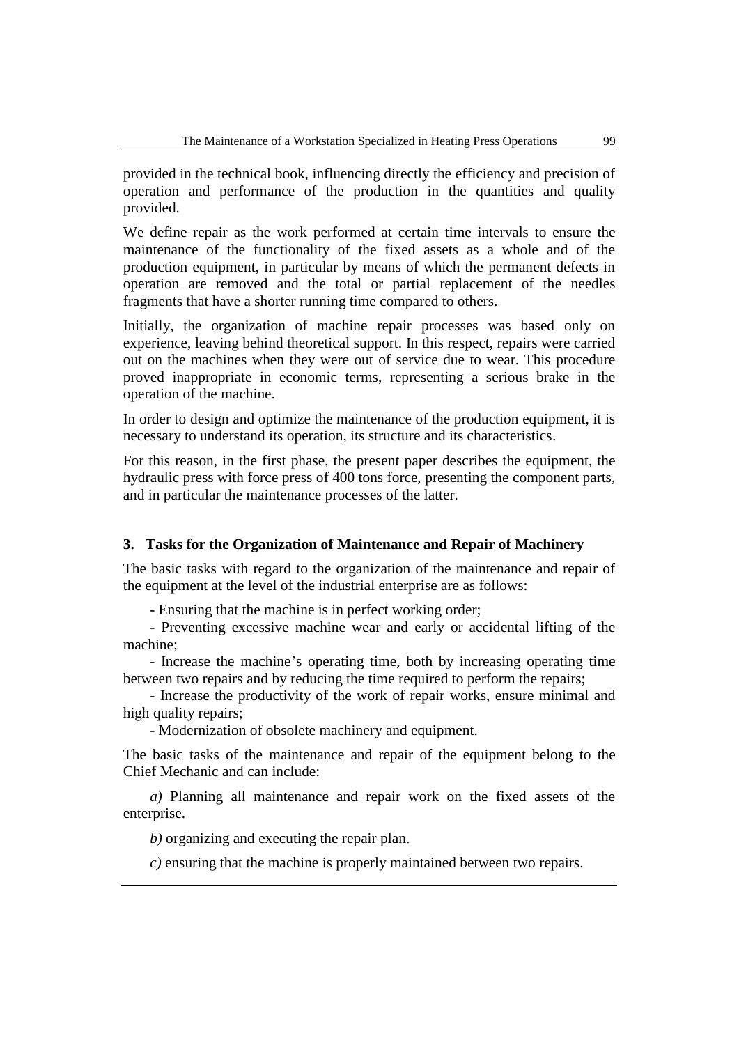provided in the technical book, influencing directly the efficiency and precision of operation and performance of the production in the quantities and quality provided.

We define repair as the work performed at certain time intervals to ensure the maintenance of the functionality of the fixed assets as a whole and of the production equipment, in particular by means of which the permanent defects in operation are removed and the total or partial replacement of the needles fragments that have a shorter running time compared to others.

Initially, the organization of machine repair processes was based only on experience, leaving behind theoretical support. In this respect, repairs were carried out on the machines when they were out of service due to wear. This procedure proved inappropriate in economic terms, representing a serious brake in the operation of the machine.

In order to design and optimize the maintenance of the production equipment, it is necessary to understand its operation, its structure and its characteristics.

For this reason, in the first phase, the present paper describes the equipment, the hydraulic press with force press of 400 tons force, presenting the component parts, and in particular the maintenance processes of the latter.

## 3. Tasks for the Organization of Maintenance and Repair of Machinery

The basic tasks with regard to the organization of the maintenance and repair of the equipment at the level of the industrial enterprise are as follows:

- Ensuring that the machine is in perfect working order;
- Preventing excessive machine wear and early or accidental lifting of the machine;
- Increase the machine's operating time, both by increasing operating time between two repairs and by reducing the time required to perform the repairs;
- Increase the productivity of the work of repair works, ensure minimal and high quality repairs;
- Modernization of obsolete machinery and equipment.

The basic tasks of the maintenance and repair of the equipment belong to the Chief Mechanic and can include:

*a)* Planning all maintenance and repair work on the fixed assets of the enterprise.

*b)* organizing and executing the repair plan.

*c)* ensuring that the machine is properly maintained between two repairs.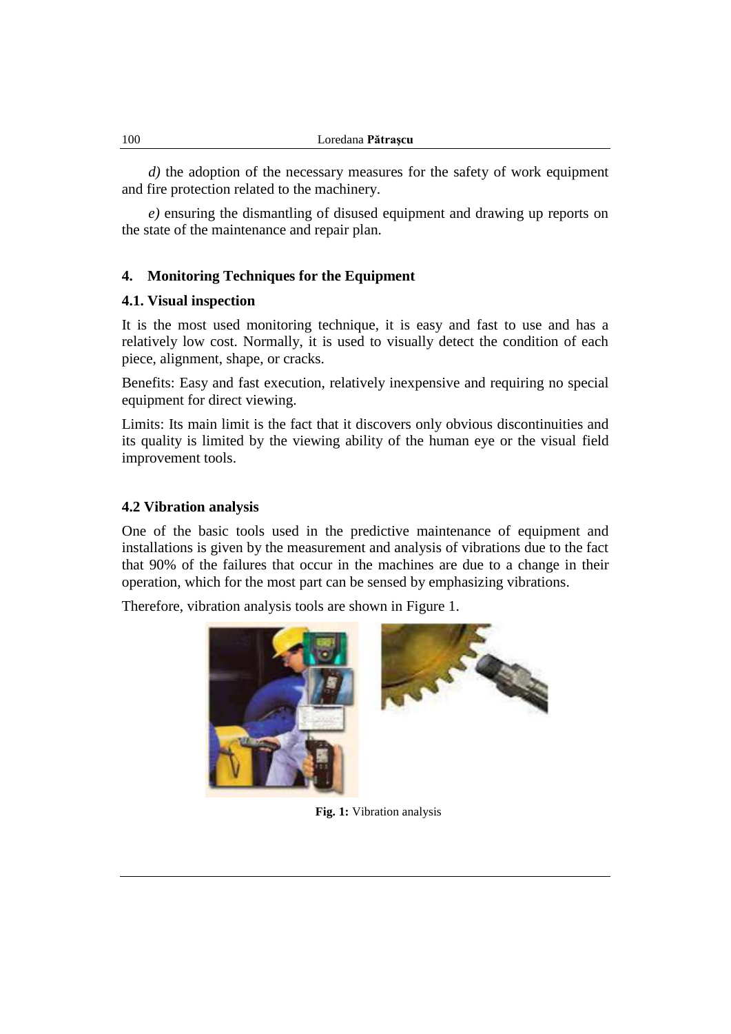*d)* the adoption of the necessary measures for the safety of work equipment and fire protection related to the machinery.

*e)* ensuring the dismantling of disused equipment and drawing up reports on the state of the maintenance and repair plan.

## 4. Monitoring Techniques for the Equipment

### 4.1. Visual inspection

It is the most used monitoring technique, it is easy and fast to use and has a relatively low cost. Normally, it is used to visually detect the condition of each piece, alignment, shape, or cracks.

Benefits: Easy and fast execution, relatively inexpensive and requiring no special equipment for direct viewing.

Limits: Its main limit is the fact that it discovers only obvious discontinuities and its quality is limited by the viewing ability of the human eye or the visual field improvement tools.

### 4.2 Vibration analysis

One of the basic tools used in the predictive maintenance of equipment and installations is given by the measurement and analysis of vibrations due to the fact that 90% of the failures that occur in the machines are due to a change in their operation, which for the most part can be sensed by emphasizing vibrations.

Therefore, vibration analysis tools are shown in Figure 1.

**Fig. 1:** Vibration analysis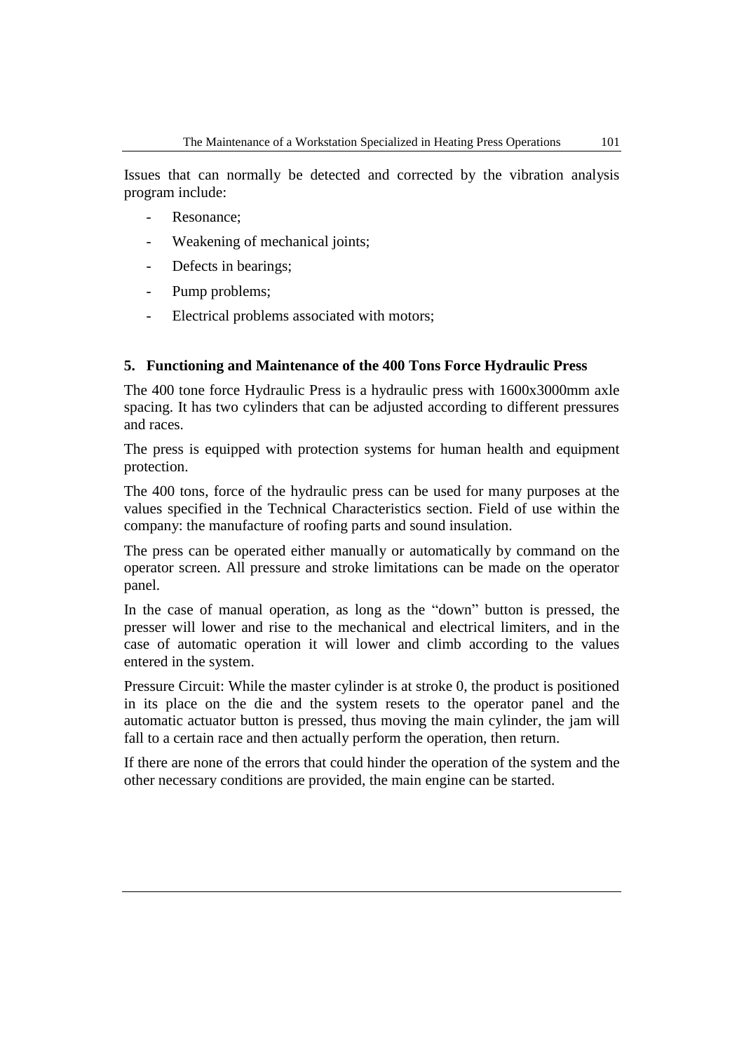Issues that can normally be detected and corrected by the vibration analysis program include:

- Resonance;
- Weakening of mechanical joints;
- Defects in bearings;
- Pump problems;
- Electrical problems associated with motors;

## 5. Functioning and Maintenance of the 400 Tons Force Hydraulic Press

The 400 tone force Hydraulic Press is a hydraulic press with 1600x3000mm axle spacing. It has two cylinders that can be adjusted according to different pressures and races.

The press is equipped with protection systems for human health and equipment protection.

The 400 tons, force of the hydraulic press can be used for many purposes at the values specified in the Technical Characteristics section. Field of use within the company: the manufacture of roofing parts and sound insulation.

The press can be operated either manually or automatically by command on the operator screen. All pressure and stroke limitations can be made on the operator panel.

In the case of manual operation, as long as the "down" button is pressed, the presser will lower and rise to the mechanical and electrical limiters, and in the case of automatic operation it will lower and climb according to the values entered in the system.

Pressure Circuit: While the master cylinder is at stroke 0, the product is positioned in its place on the die and the system resets to the operator panel and the automatic actuator button is pressed, thus moving the main cylinder, the jam will fall to a certain race and then actually perform the operation, then return.

If there are none of the errors that could hinder the operation of the system and the other necessary conditions are provided, the main engine can be started.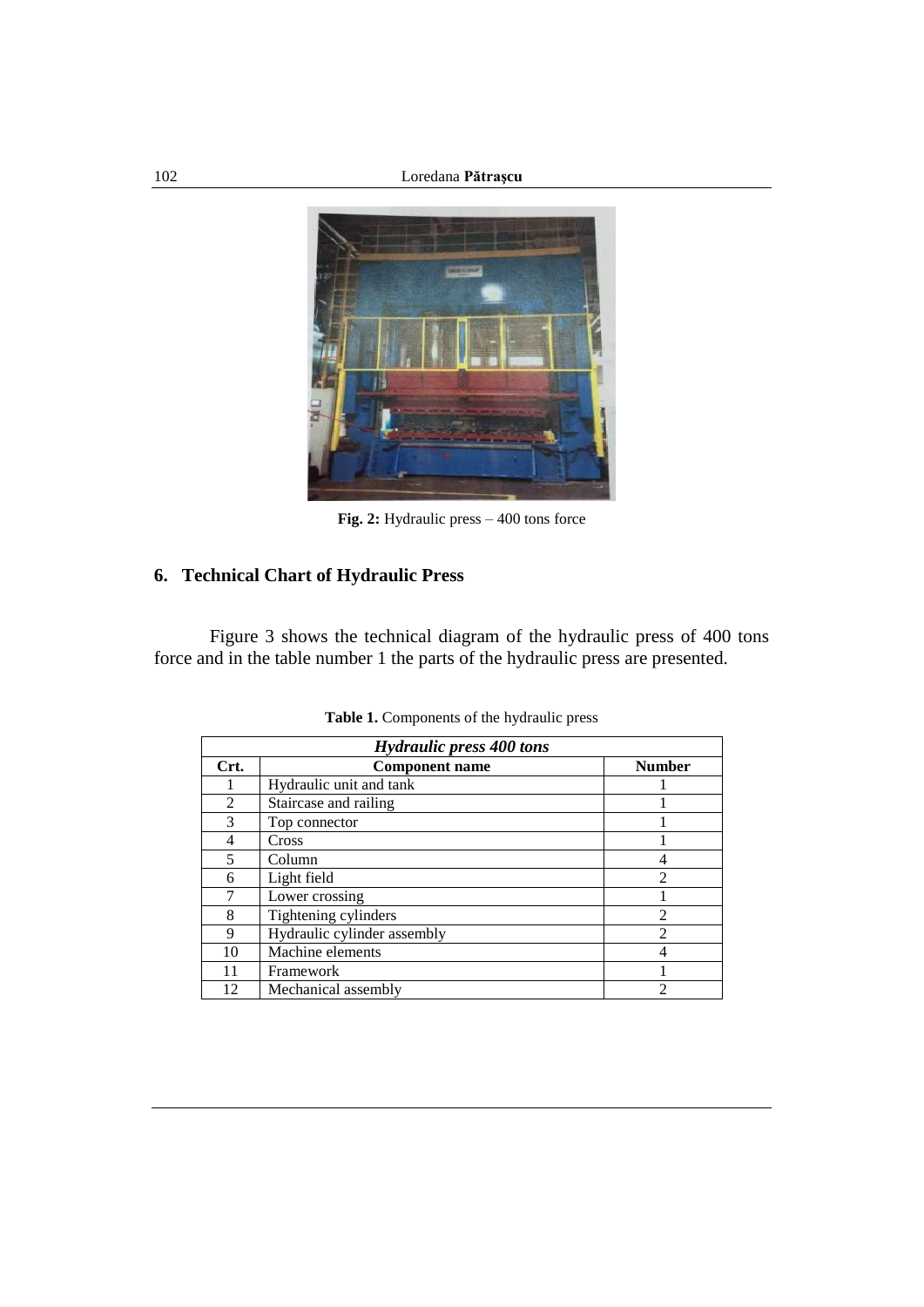**Fig. 2:** Hydraulic press – 400 tons force

## 6. Technical Chart of Hydraulic Press

Figure 3 shows the technical diagram of the hydraulic press of 400 tons force and in the table number 1 the parts of the hydraulic press are presented.

**Table 1.** Components of the hydraulic press

| *Hydraulic press 400 tons* | | |
|---|---|---|
| **Crt.** | **Component name** | **Number** |
| 1 | Hydraulic unit and tank | 1 |
| 2 | Staircase and railing | 1 |
| 3 | Top connector | 1 |
| 4 | Cross | 1 |
| 5 | Column | 4 |
| 6 | Light field | 2 |
| 7 | Lower crossing | 1 |
| 8 | Tightening cylinders | 2 |
| 9 | Hydraulic cylinder assembly | 2 |
| 10 | Machine elements | 4 |
| 11 | Framework | 1 |
| 12 | Mechanical assembly | 2 |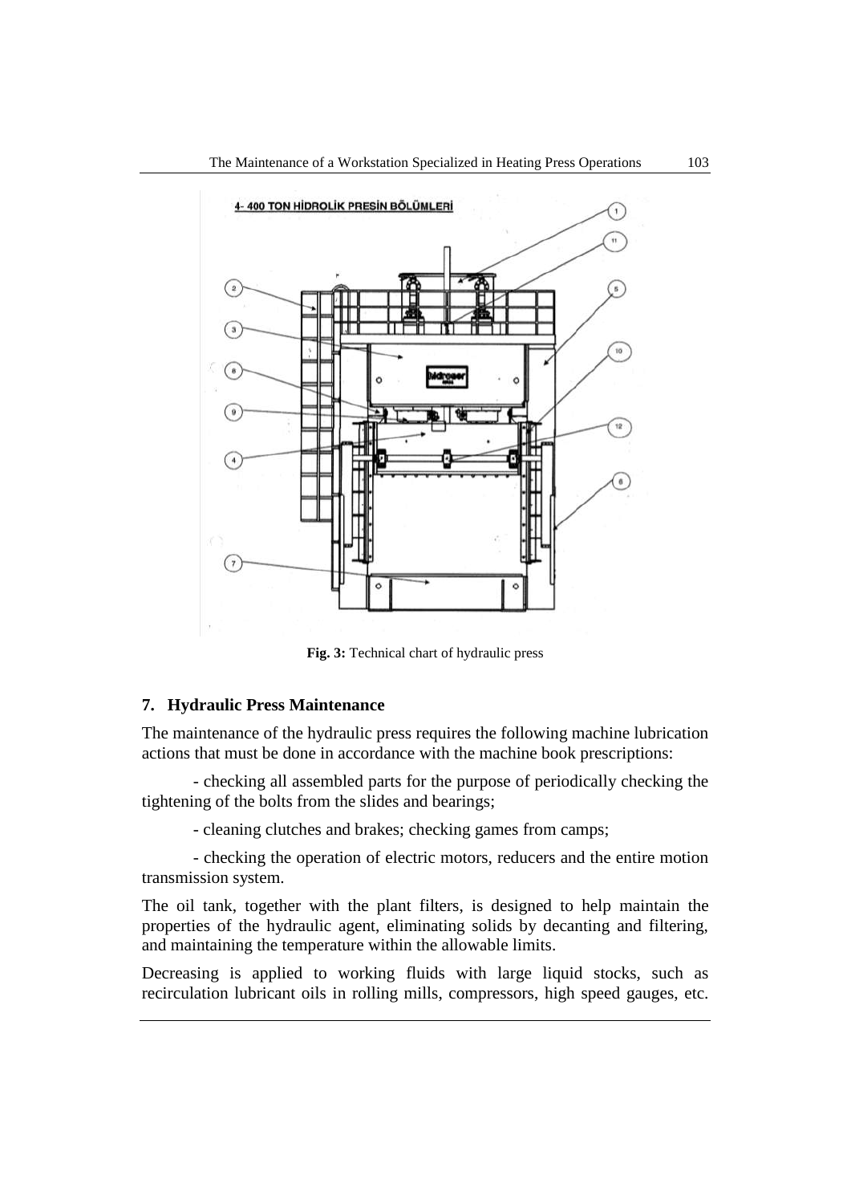Fig. 3: Technical chart of hydraulic press

## 7. Hydraulic Press Maintenance

The maintenance of the hydraulic press requires the following machine lubrication actions that must be done in accordance with the machine book prescriptions:

- checking all assembled parts for the purpose of periodically checking the tightening of the bolts from the slides and bearings;

- cleaning clutches and brakes; checking games from camps;

- checking the operation of electric motors, reducers and the entire motion transmission system.

The oil tank, together with the plant filters, is designed to help maintain the properties of the hydraulic agent, eliminating solids by decanting and filtering, and maintaining the temperature within the allowable limits.

Decreasing is applied to working fluids with large liquid stocks, such as recirculation lubricant oils in rolling mills, compressors, high speed gauges, etc.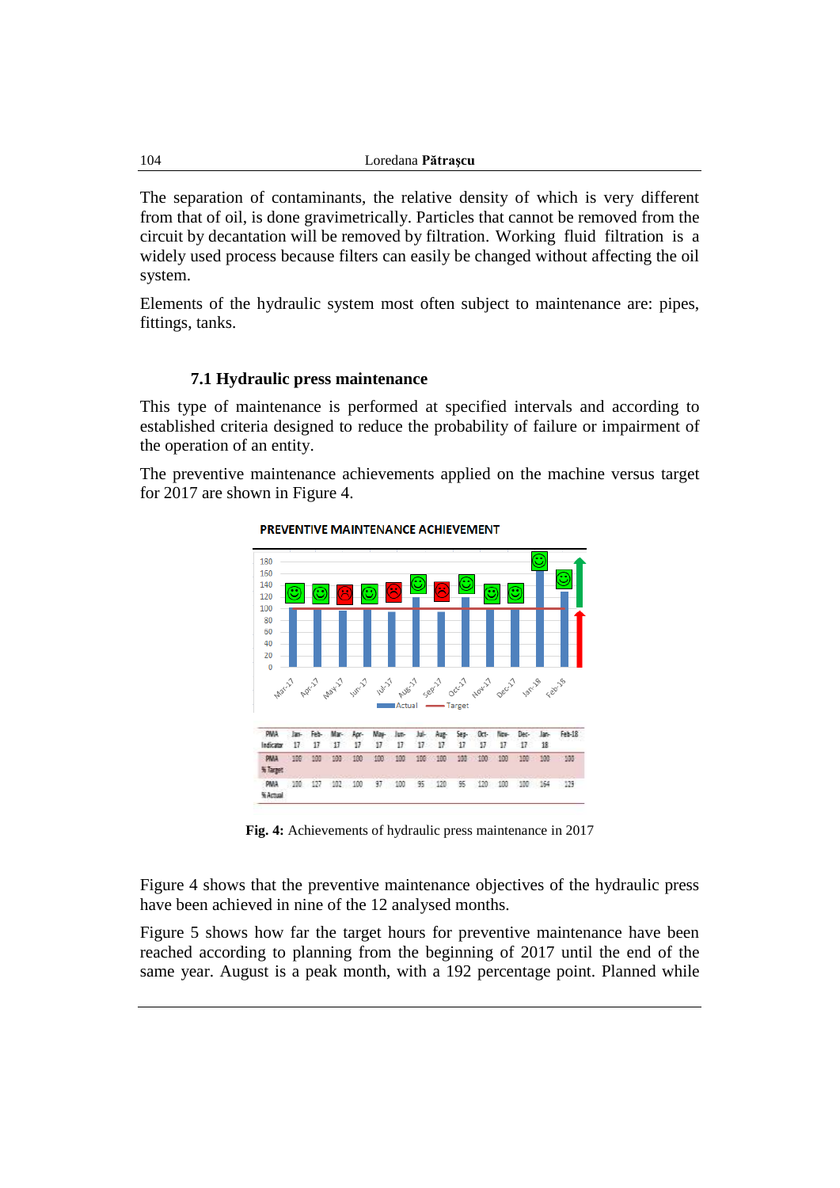The separation of contaminants, the relative density of which is very different from that of oil, is done gravimetrically. Particles that cannot be removed from the circuit by decantation will be removed by filtration. Working fluid filtration is a widely used process because filters can easily be changed without affecting the oil system.

Elements of the hydraulic system most often subject to maintenance are: pipes, fittings, tanks.

### 7.1 Hydraulic press maintenance

This type of maintenance is performed at specified intervals and according to established criteria designed to reduce the probability of failure or impairment of the operation of an entity.

The preventive maintenance achievements applied on the machine versus target for 2017 are shown in Figure 4.

**PREVENTIVE MAINTENANCE ACHIEVEMENT**

| PMA Indicator | Jan-17 | Feb-17 | Mar-17 | Apr-17 | May-17 | Jun-17 | Jul-17 | Aug-17 | Sep-17 | Oct-17 | Nov-17 | Dec-17 | Jan-18 | Feb-18 |
|---|---|---|---|---|---|---|---|---|---|---|---|---|---|---|
| PMA % Target | 100 | 100 | 100 | 100 | 100 | 100 | 100 | 100 | 100 | 100 | 100 | 100 | 100 | 100 |
| PMA % Actual | 100 | 127 | 102 | 100 | 97 | 100 | 95 | 120 | 95 | 120 | 100 | 100 | 164 | 129 |

**Fig. 4:** Achievements of hydraulic press maintenance in 2017

Figure 4 shows that the preventive maintenance objectives of the hydraulic press have been achieved in nine of the 12 analysed months.

Figure 5 shows how far the target hours for preventive maintenance have been reached according to planning from the beginning of 2017 until the end of the same year. August is a peak month, with a 192 percentage point. Planned while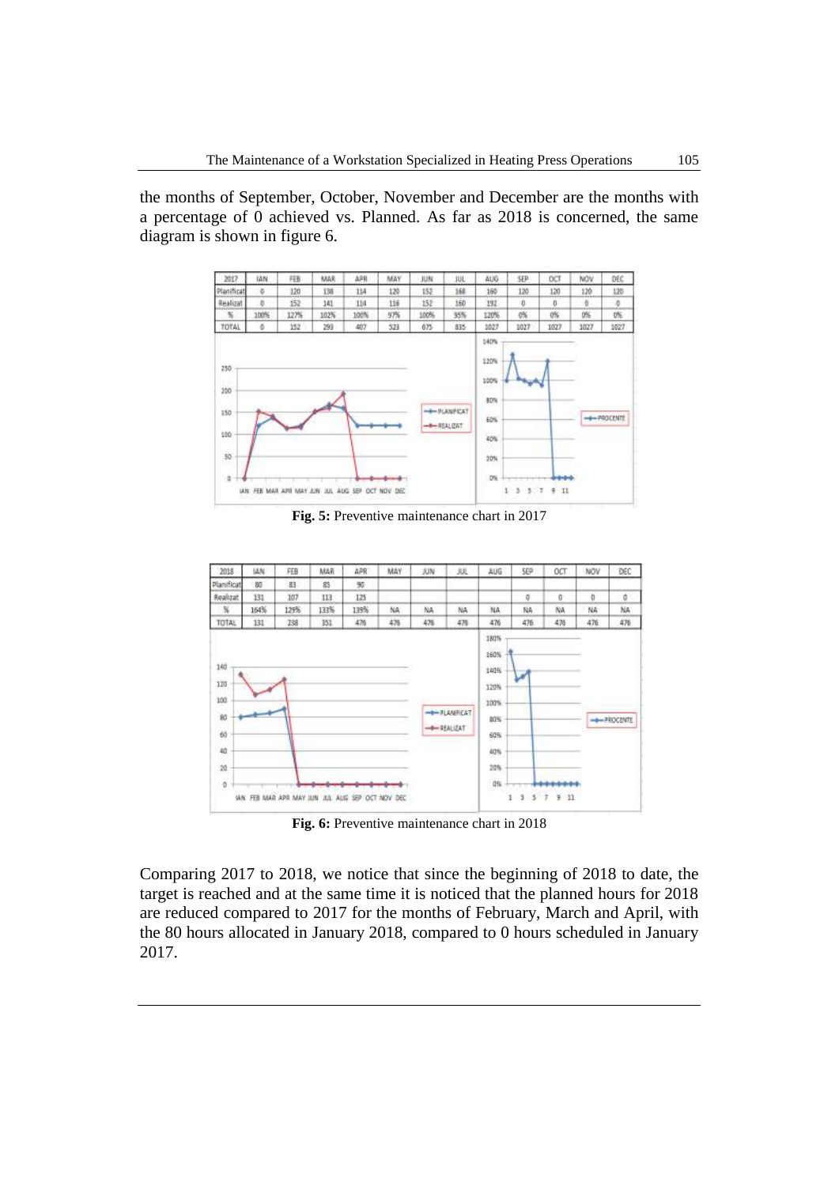the months of September, October, November and December are the months with a percentage of 0 achieved vs. Planned. As far as 2018 is concerned, the same diagram is shown in figure 6.

| 2017 | IAN | FEB | MAR | APR | MAY | JUN | JUL | AUG | SEP | OCT | NOV | DEC |
|---|---|---|---|---|---|---|---|---|---|---|---|---|
| Planificat | 0 | 120 | 138 | 114 | 120 | 152 | 168 | 160 | 120 | 120 | 120 | 120 |
| Realizat | 0 | 152 | 141 | 114 | 116 | 152 | 160 | 192 | 0 | 0 | 0 | 0 |
| % | 100% | 127% | 102% | 100% | 97% | 100% | 95% | 120% | 0% | 0% | 0% | 0% |
| TOTAL | 0 | 152 | 293 | 407 | 523 | 675 | 835 | 1027 | 1027 | 1027 | 1027 | 1027 |

**Fig. 5:** Preventive maintenance chart in 2017

| 2018 | IAN | FEB | MAR | APR | MAY | JUN | JUL | AUG | SEP | OCT | NOV | DEC |
|---|---|---|---|---|---|---|---|---|---|---|---|---|
| Planificat | 80 | 83 | 85 | 90 | | | | | | | | |
| Realizat | 131 | 107 | 113 | 125 | | | | | 0 | 0 | 0 | 0 |
| % | 164% | 129% | 133% | 139% | NA | NA | NA | NA | NA | NA | NA | NA |
| TOTAL | 131 | 238 | 351 | 476 | 476 | 476 | 476 | 476 | 476 | 476 | 476 | 476 |

**Fig. 6:** Preventive maintenance chart in 2018

Comparing 2017 to 2018, we notice that since the beginning of 2018 to date, the target is reached and at the same time it is noticed that the planned hours for 2018 are reduced compared to 2017 for the months of February, March and April, with the 80 hours allocated in January 2018, compared to 0 hours scheduled in January 2017.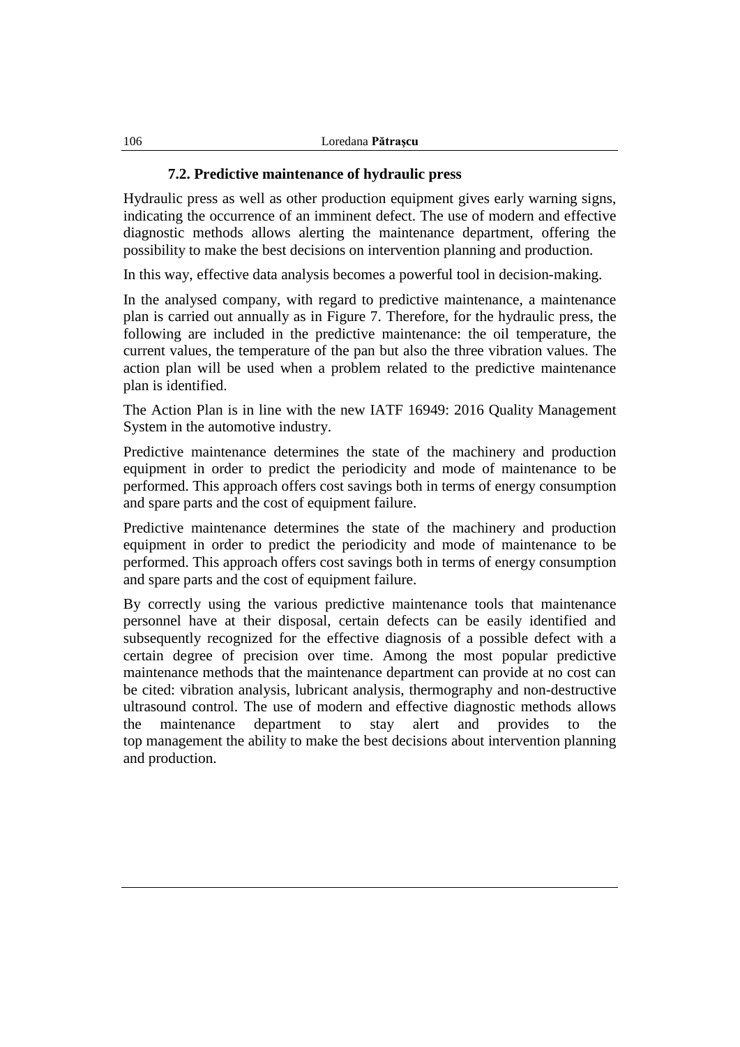### 7.2. Predictive maintenance of hydraulic press

Hydraulic press as well as other production equipment gives early warning signs, indicating the occurrence of an imminent defect. The use of modern and effective diagnostic methods allows alerting the maintenance department, offering the possibility to make the best decisions on intervention planning and production.

In this way, effective data analysis becomes a powerful tool in decision-making.

In the analysed company, with regard to predictive maintenance, a maintenance plan is carried out annually as in Figure 7. Therefore, for the hydraulic press, the following are included in the predictive maintenance: the oil temperature, the current values, the temperature of the pan but also the three vibration values. The action plan will be used when a problem related to the predictive maintenance plan is identified.

The Action Plan is in line with the new IATF 16949: 2016 Quality Management System in the automotive industry.

Predictive maintenance determines the state of the machinery and production equipment in order to predict the periodicity and mode of maintenance to be performed. This approach offers cost savings both in terms of energy consumption and spare parts and the cost of equipment failure.

Predictive maintenance determines the state of the machinery and production equipment in order to predict the periodicity and mode of maintenance to be performed. This approach offers cost savings both in terms of energy consumption and spare parts and the cost of equipment failure.

By correctly using the various predictive maintenance tools that maintenance personnel have at their disposal, certain defects can be easily identified and subsequently recognized for the effective diagnosis of a possible defect with a certain degree of precision over time. Among the most popular predictive maintenance methods that the maintenance department can provide at no cost can be cited: vibration analysis, lubricant analysis, thermography and non-destructive ultrasound control. The use of modern and effective diagnostic methods allows the maintenance department to stay alert and provides to the top management the ability to make the best decisions about intervention planning and production.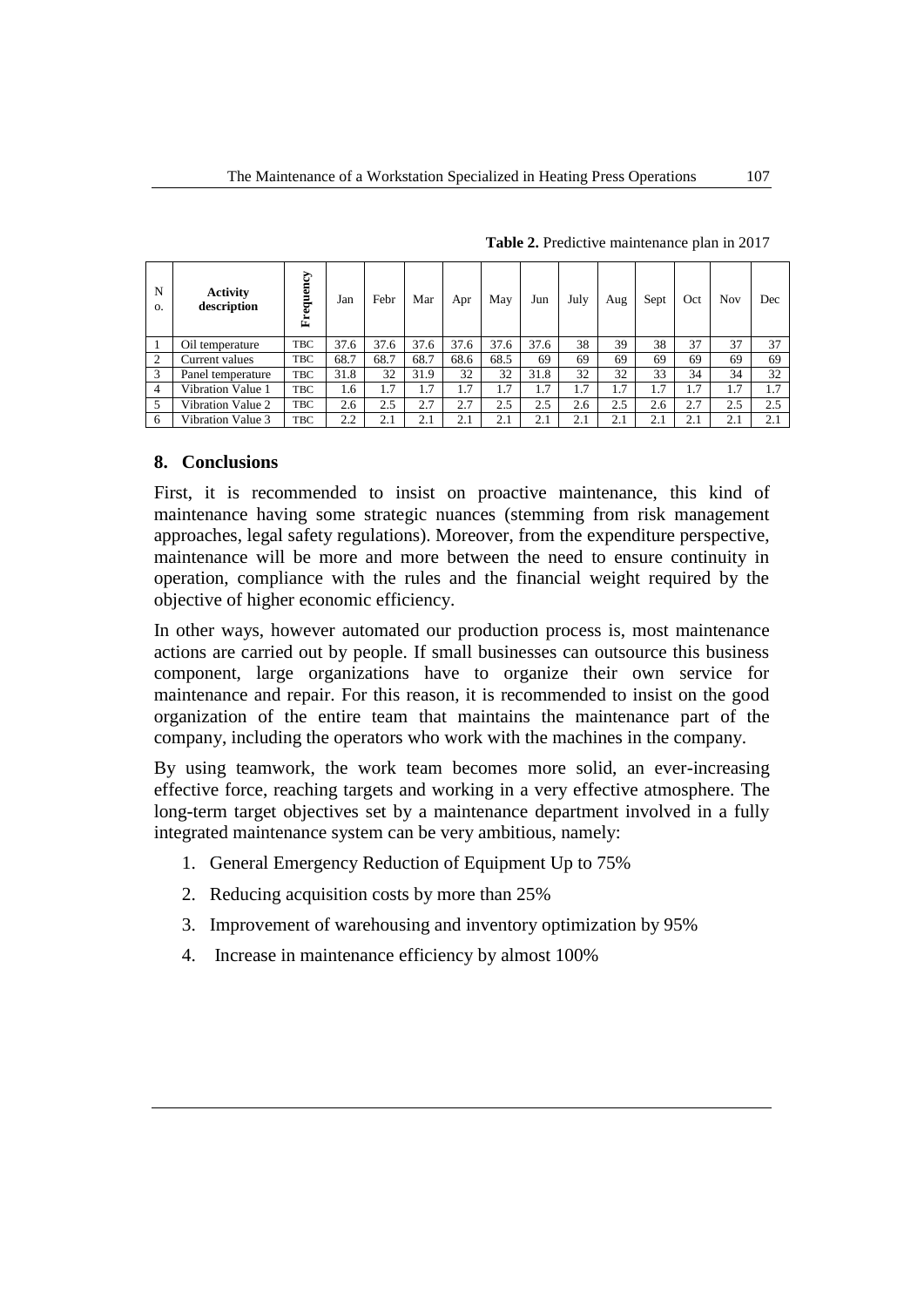**Table 2.** Predictive maintenance plan in 2017

| No. | Activity description | Frequency | Jan | Febr | Mar | Apr | May | Jun | July | Aug | Sept | Oct | Nov | Dec |
|---|---|---|---|---|---|---|---|---|---|---|---|---|---|---|
| 1 | Oil temperature | TBC | 37.6 | 37.6 | 37.6 | 37.6 | 37.6 | 37.6 | 38 | 39 | 38 | 37 | 37 | 37 |
| 2 | Current values | TBC | 68.7 | 68.7 | 68.7 | 68.6 | 68.5 | 69 | 69 | 69 | 69 | 69 | 69 | 69 |
| 3 | Panel temperature | TBC | 31.8 | 32 | 31.9 | 32 | 32 | 31.8 | 32 | 32 | 33 | 34 | 34 | 32 |
| 4 | Vibration Value 1 | TBC | 1.6 | 1.7 | 1.7 | 1.7 | 1.7 | 1.7 | 1.7 | 1.7 | 1.7 | 1.7 | 1.7 | 1.7 |
| 5 | Vibration Value 2 | TBC | 2.6 | 2.5 | 2.7 | 2.7 | 2.5 | 2.5 | 2.6 | 2.5 | 2.6 | 2.7 | 2.5 | 2.5 |
| 6 | Vibration Value 3 | TBC | 2.2 | 2.1 | 2.1 | 2.1 | 2.1 | 2.1 | 2.1 | 2.1 | 2.1 | 2.1 | 2.1 | 2.1 |

## 8. Conclusions

First, it is recommended to insist on proactive maintenance, this kind of maintenance having some strategic nuances (stemming from risk management approaches, legal safety regulations). Moreover, from the expenditure perspective, maintenance will be more and more between the need to ensure continuity in operation, compliance with the rules and the financial weight required by the objective of higher economic efficiency.

In other ways, however automated our production process is, most maintenance actions are carried out by people. If small businesses can outsource this business component, large organizations have to organize their own service for maintenance and repair. For this reason, it is recommended to insist on the good organization of the entire team that maintains the maintenance part of the company, including the operators who work with the machines in the company.

By using teamwork, the work team becomes more solid, an ever-increasing effective force, reaching targets and working in a very effective atmosphere. The long-term target objectives set by a maintenance department involved in a fully integrated maintenance system can be very ambitious, namely:

1. General Emergency Reduction of Equipment Up to 75%
2. Reducing acquisition costs by more than 25%
3. Improvement of warehousing and inventory optimization by 95%
4. Increase in maintenance efficiency by almost 100%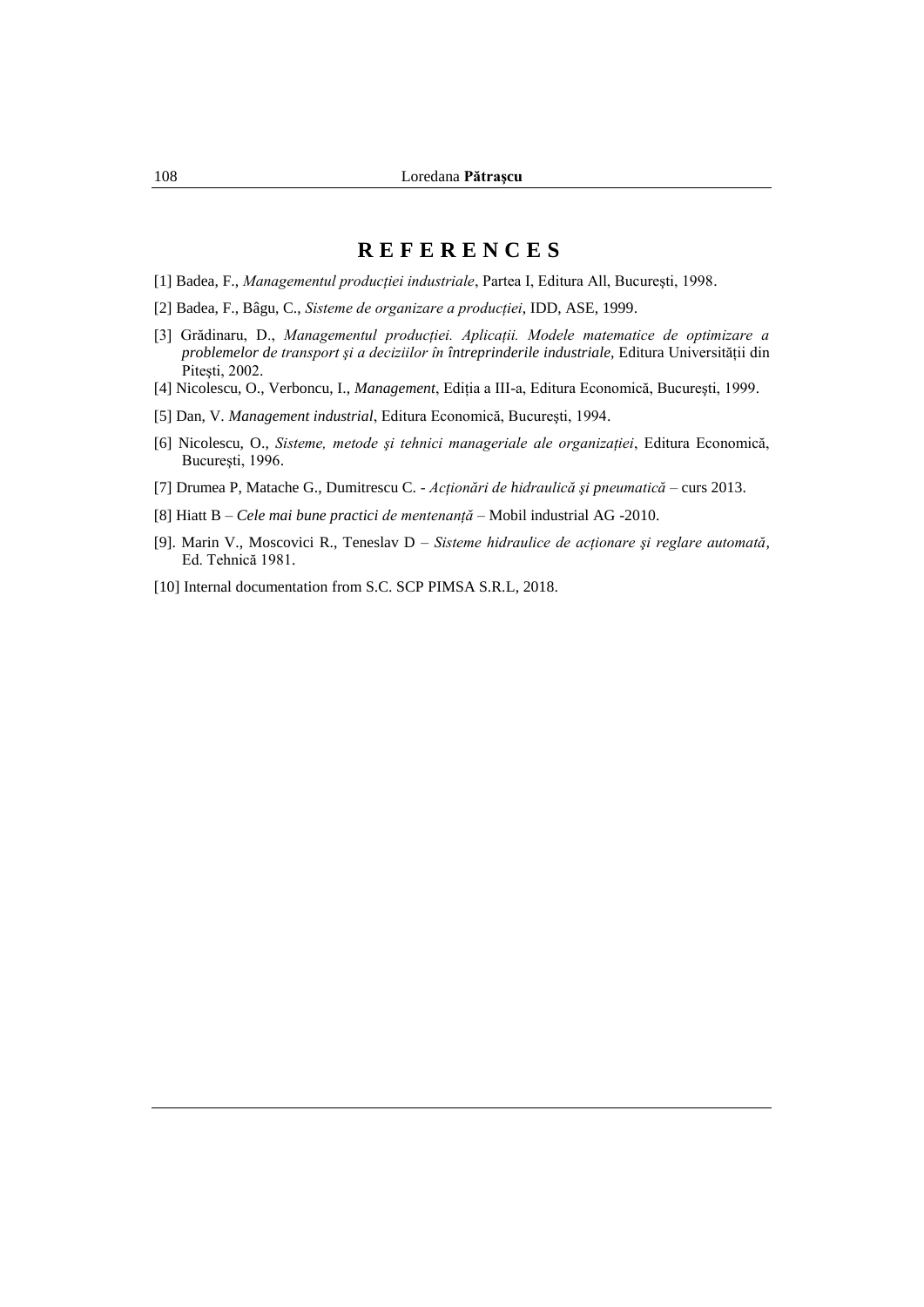# R E F E R E N C E S

[1] Badea, F., *Managementul producției industriale*, Partea I, Editura All, Bucureşti, 1998.

[2] Badea, F., Bâgu, C., *Sisteme de organizare a producției*, IDD, ASE, 1999.

[3] Grădinaru, D., *Managementul producției. Aplicații. Modele matematice de optimizare a problemelor de transport şi a deciziilor în întreprinderile industriale*, Editura Universității din Piteşti, 2002.

[4] Nicolescu, O., Verboncu, I., *Management*, Ediția a III-a, Editura Economică, Bucureşti, 1999.

[5] Dan, V. *Management industrial*, Editura Economică, Bucureşti, 1994.

[6] Nicolescu, O., *Sisteme, metode şi tehnici manageriale ale organizației*, Editura Economică, Bucureşti, 1996.

[7] Drumea P, Matache G., Dumitrescu C. - *Acționări de hidraulică şi pneumatică* – curs 2013.

[8] Hiatt B – *Cele mai bune practici de mentenanță* – Mobil industrial AG -2010.

[9]. Marin V., Moscovici R., Teneslav D – *Sisteme hidraulice de acționare şi reglare automată*, Ed. Tehnică 1981.

[10] Internal documentation from S.C. SCP PIMSA S.R.L, 2018.